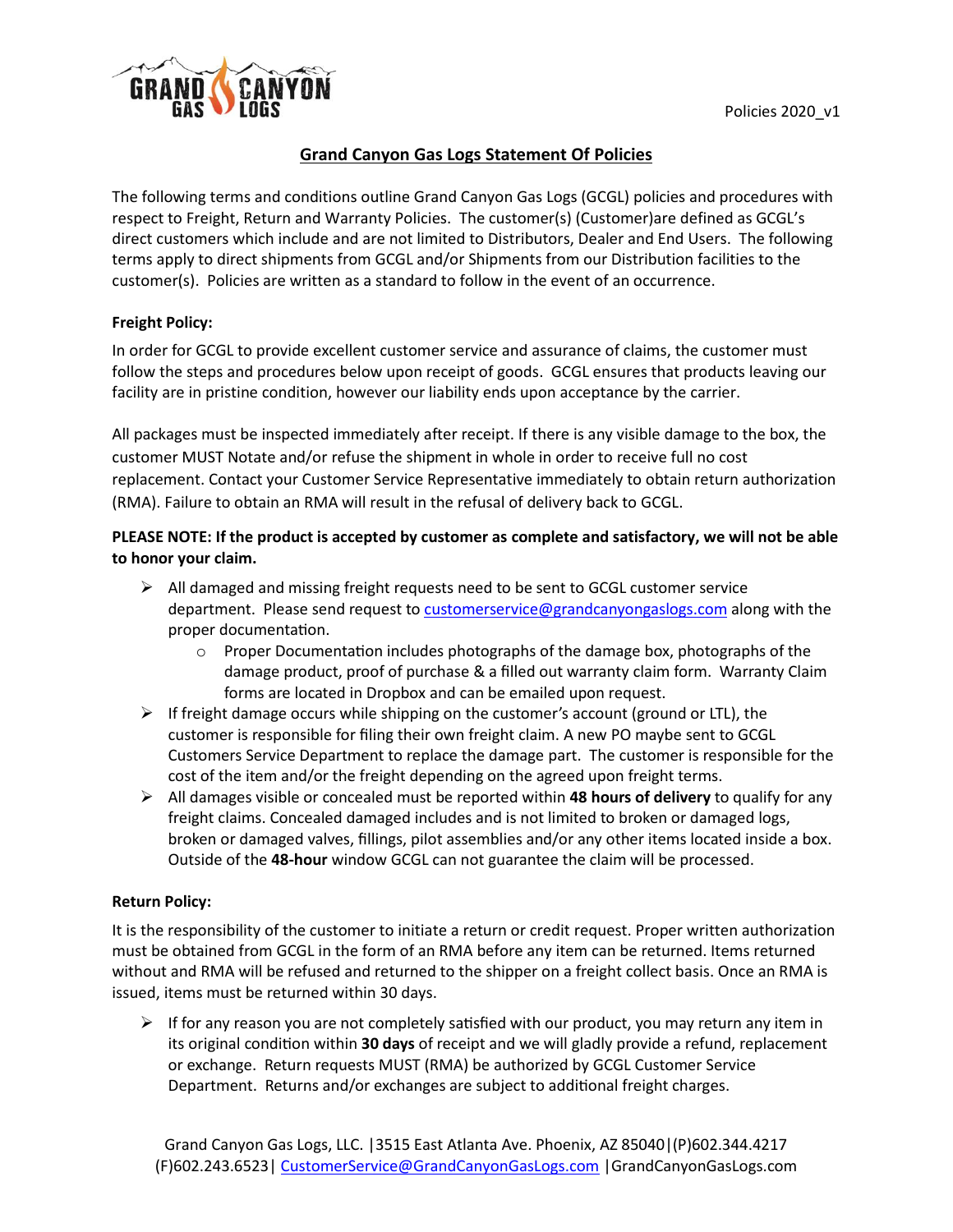Policies 2020_v1

# Grand Canyon Gas Logs Statement Of Policies

The following terms and conditions outline Grand Canyon Gas Logs (GCGL) policies and procedures with respect to Freight, Return and Warranty Policies. The customer(s) (Customer)are defined as GCGL's direct customers which include and are not limited to Distributors, Dealer and End Users. The following terms apply to direct shipments from GCGL and/or Shipments from our Distribution facilities to the customer(s). Policies are written as a standard to follow in the event of an occurrence.

## Freight Policy:

In order for GCGL to provide excellent customer service and assurance of claims, the customer must follow the steps and procedures below upon receipt of goods. GCGL ensures that products leaving our facility are in pristine condition, however our liability ends upon acceptance by the carrier.

All packages must be inspected immediately after receipt. If there is any visible damage to the box, the customer MUST Notate and/or refuse the shipment in whole in order to receive full no cost replacement. Contact your Customer Service Representative immediately to obtain return authorization (RMA). Failure to obtain an RMA will result in the refusal of delivery back to GCGL.

**PLEASE NOTE: If the product is accepted by customer as complete and satisfactory, we will not be able to honor your claim.**

- All damaged and missing freight requests need to be sent to GCGL customer service department. Please send request to customerservice@grandcanyongaslogs.com along with the proper documentation.
  - Proper Documentation includes photographs of the damage box, photographs of the damage product, proof of purchase & a filled out warranty claim form. Warranty Claim forms are located in Dropbox and can be emailed upon request.
- If freight damage occurs while shipping on the customer's account (ground or LTL), the customer is responsible for filing their own freight claim. A new PO maybe sent to GCGL Customers Service Department to replace the damage part. The customer is responsible for the cost of the item and/or the freight depending on the agreed upon freight terms.
- All damages visible or concealed must be reported within **48 hours of delivery** to qualify for any freight claims. Concealed damaged includes and is not limited to broken or damaged logs, broken or damaged valves, fillings, pilot assemblies and/or any other items located inside a box. Outside of the **48-hour** window GCGL can not guarantee the claim will be processed.

## Return Policy:

It is the responsibility of the customer to initiate a return or credit request. Proper written authorization must be obtained from GCGL in the form of an RMA before any item can be returned. Items returned without and RMA will be refused and returned to the shipper on a freight collect basis. Once an RMA is issued, items must be returned within 30 days.

- If for any reason you are not completely satisfied with our product, you may return any item in its original condition within **30 days** of receipt and we will gladly provide a refund, replacement or exchange. Return requests MUST (RMA) be authorized by GCGL Customer Service Department. Returns and/or exchanges are subject to additional freight charges.

Grand Canyon Gas Logs, LLC. |3515 East Atlanta Ave. Phoenix, AZ 85040|(P)602.344.4217 (F)602.243.6523| CustomerService@GrandCanyonGasLogs.com |GrandCanyonGasLogs.com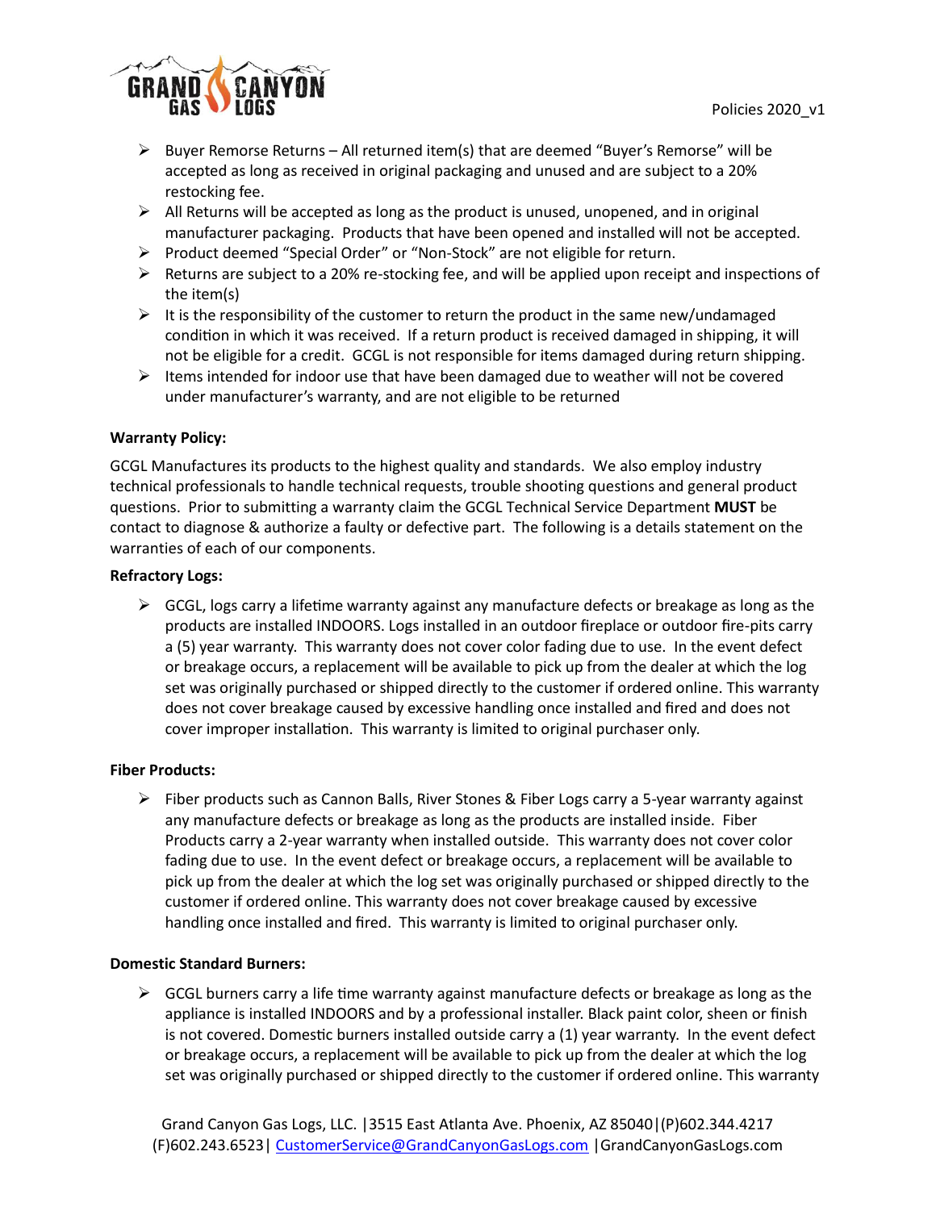- Buyer Remorse Returns – All returned item(s) that are deemed "Buyer's Remorse" will be accepted as long as received in original packaging and unused and are subject to a 20% restocking fee.
- All Returns will be accepted as long as the product is unused, unopened, and in original manufacturer packaging. Products that have been opened and installed will not be accepted.
- Product deemed "Special Order" or "Non-Stock" are not eligible for return.
- Returns are subject to a 20% re-stocking fee, and will be applied upon receipt and inspections of the item(s)
- It is the responsibility of the customer to return the product in the same new/undamaged condition in which it was received. If a return product is received damaged in shipping, it will not be eligible for a credit. GCGL is not responsible for items damaged during return shipping.
- Items intended for indoor use that have been damaged due to weather will not be covered under manufacturer's warranty, and are not eligible to be returned

**Warranty Policy:**

GCGL Manufactures its products to the highest quality and standards. We also employ industry technical professionals to handle technical requests, trouble shooting questions and general product questions. Prior to submitting a warranty claim the GCGL Technical Service Department **MUST** be contact to diagnose & authorize a faulty or defective part. The following is a details statement on the warranties of each of our components.

**Refractory Logs:**

- GCGL, logs carry a lifetime warranty against any manufacture defects or breakage as long as the products are installed INDOORS. Logs installed in an outdoor fireplace or outdoor fire-pits carry a (5) year warranty. This warranty does not cover color fading due to use. In the event defect or breakage occurs, a replacement will be available to pick up from the dealer at which the log set was originally purchased or shipped directly to the customer if ordered online. This warranty does not cover breakage caused by excessive handling once installed and fired and does not cover improper installation. This warranty is limited to original purchaser only.

**Fiber Products:**

- Fiber products such as Cannon Balls, River Stones & Fiber Logs carry a 5-year warranty against any manufacture defects or breakage as long as the products are installed inside. Fiber Products carry a 2-year warranty when installed outside. This warranty does not cover color fading due to use. In the event defect or breakage occurs, a replacement will be available to pick up from the dealer at which the log set was originally purchased or shipped directly to the customer if ordered online. This warranty does not cover breakage caused by excessive handling once installed and fired. This warranty is limited to original purchaser only.

**Domestic Standard Burners:**

- GCGL burners carry a life time warranty against manufacture defects or breakage as long as the appliance is installed INDOORS and by a professional installer. Black paint color, sheen or finish is not covered. Domestic burners installed outside carry a (1) year warranty. In the event defect or breakage occurs, a replacement will be available to pick up from the dealer at which the log set was originally purchased or shipped directly to the customer if ordered online. This warranty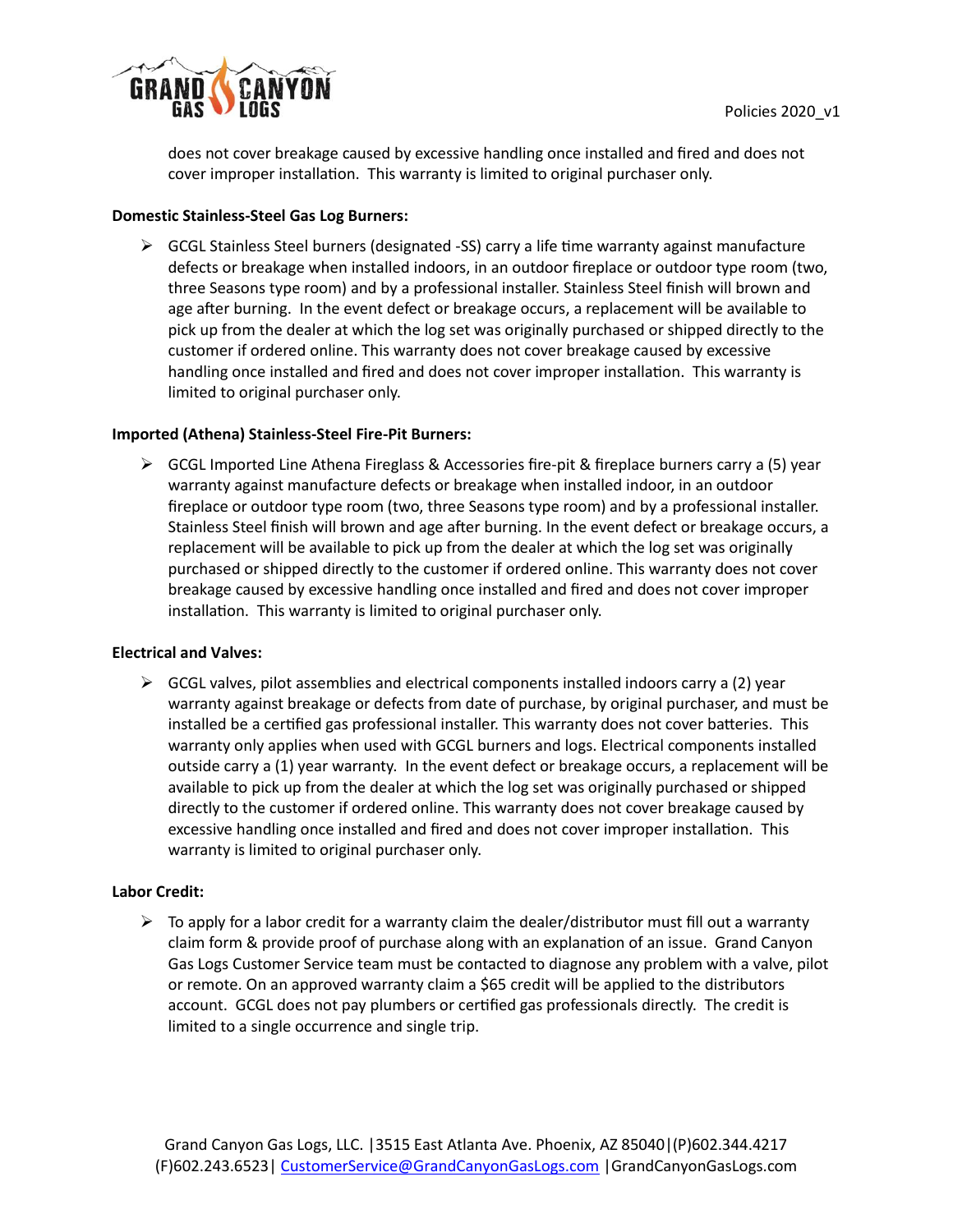does not cover breakage caused by excessive handling once installed and fired and does not cover improper installation. This warranty is limited to original purchaser only.

**Domestic Stainless-Steel Gas Log Burners:**

- GCGL Stainless Steel burners (designated -SS) carry a life time warranty against manufacture defects or breakage when installed indoors, in an outdoor fireplace or outdoor type room (two, three Seasons type room) and by a professional installer. Stainless Steel finish will brown and age after burning. In the event defect or breakage occurs, a replacement will be available to pick up from the dealer at which the log set was originally purchased or shipped directly to the customer if ordered online. This warranty does not cover breakage caused by excessive handling once installed and fired and does not cover improper installation. This warranty is limited to original purchaser only.

**Imported (Athena) Stainless-Steel Fire-Pit Burners:**

- GCGL Imported Line Athena Fireglass & Accessories fire-pit & fireplace burners carry a (5) year warranty against manufacture defects or breakage when installed indoor, in an outdoor fireplace or outdoor type room (two, three Seasons type room) and by a professional installer. Stainless Steel finish will brown and age after burning. In the event defect or breakage occurs, a replacement will be available to pick up from the dealer at which the log set was originally purchased or shipped directly to the customer if ordered online. This warranty does not cover breakage caused by excessive handling once installed and fired and does not cover improper installation. This warranty is limited to original purchaser only.

**Electrical and Valves:**

- GCGL valves, pilot assemblies and electrical components installed indoors carry a (2) year warranty against breakage or defects from date of purchase, by original purchaser, and must be installed be a certified gas professional installer. This warranty does not cover batteries. This warranty only applies when used with GCGL burners and logs. Electrical components installed outside carry a (1) year warranty. In the event defect or breakage occurs, a replacement will be available to pick up from the dealer at which the log set was originally purchased or shipped directly to the customer if ordered online. This warranty does not cover breakage caused by excessive handling once installed and fired and does not cover improper installation. This warranty is limited to original purchaser only.

**Labor Credit:**

- To apply for a labor credit for a warranty claim the dealer/distributor must fill out a warranty claim form & provide proof of purchase along with an explanation of an issue. Grand Canyon Gas Logs Customer Service team must be contacted to diagnose any problem with a valve, pilot or remote. On an approved warranty claim a $65 credit will be applied to the distributors account. GCGL does not pay plumbers or certified gas professionals directly. The credit is limited to a single occurrence and single trip.

Grand Canyon Gas Logs, LLC. |3515 East Atlanta Ave. Phoenix, AZ 85040|(P)602.344.4217 (F)602.243.6523| CustomerService@GrandCanyonGasLogs.com |GrandCanyonGasLogs.com